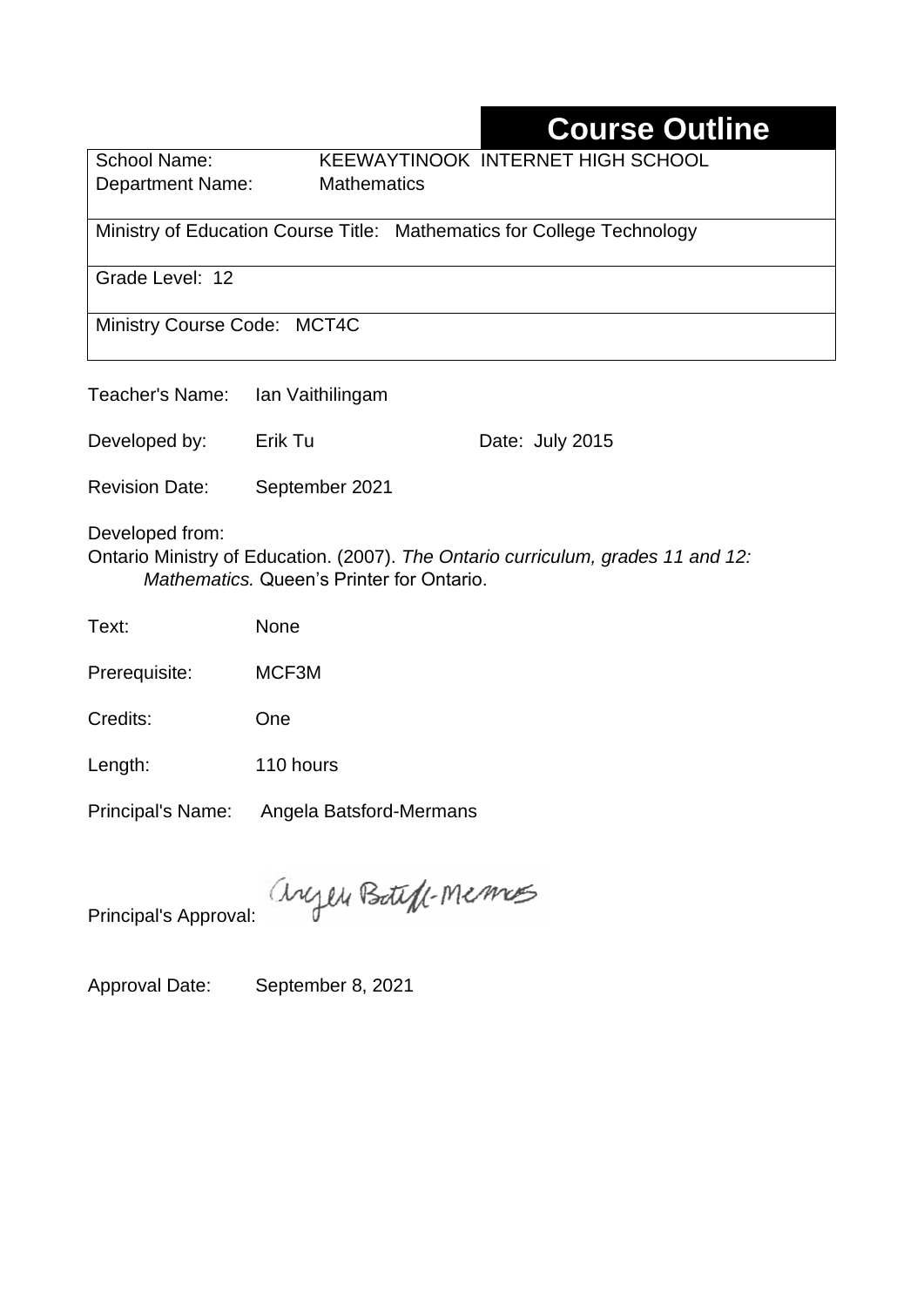# Course Outline

School Name: KEEWAYTINOOK INTERNET HIGH SCHOOL
Department Name: Mathematics

Ministry of Education Course Title: Mathematics for College Technology

Grade Level: 12

Ministry Course Code: MCT4C

Teacher's Name: Ian Vaithilingam

Developed by: Erik Tu Date: July 2015

Revision Date: September 2021

Developed from:
Ontario Ministry of Education. (2007). *The Ontario curriculum, grades 11 and 12: Mathematics.* Queen's Printer for Ontario.

Text: None

Prerequisite: MCF3M

Credits: One

Length: 110 hours

Principal's Name: Angela Batsford-Mermans

Principal's Approval: Angela Batsford-Mermans

Approval Date: September 8, 2021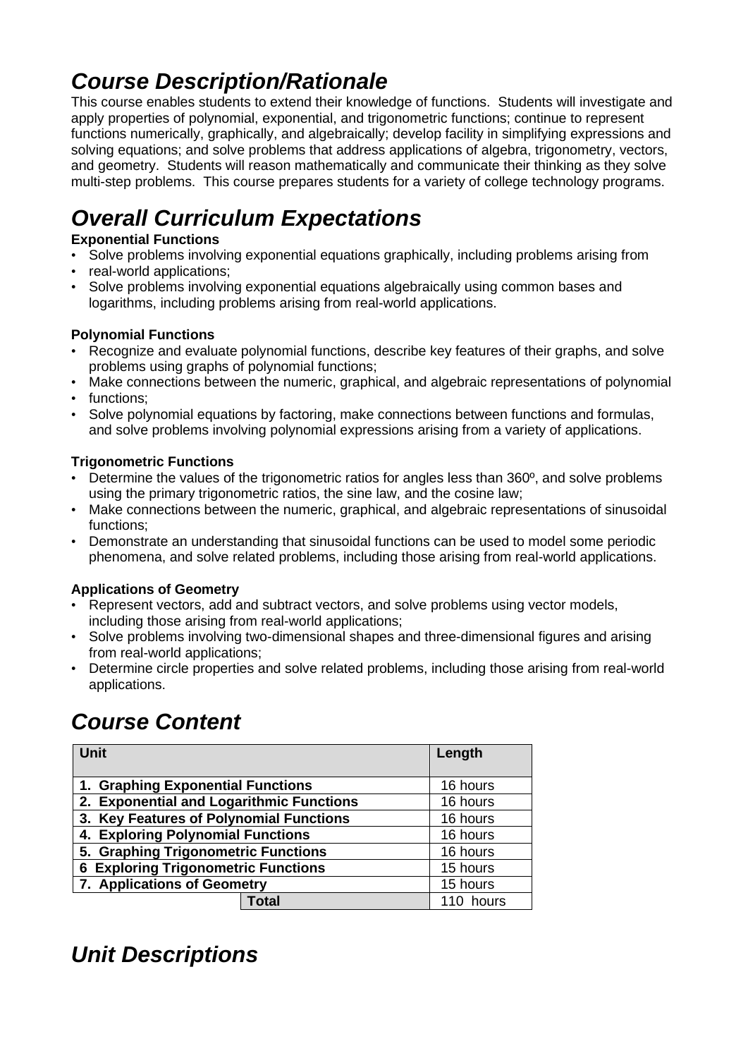# *Course Description/Rationale*

This course enables students to extend their knowledge of functions. Students will investigate and apply properties of polynomial, exponential, and trigonometric functions; continue to represent functions numerically, graphically, and algebraically; develop facility in simplifying expressions and solving equations; and solve problems that address applications of algebra, trigonometry, vectors, and geometry. Students will reason mathematically and communicate their thinking as they solve multi-step problems. This course prepares students for a variety of college technology programs.

# *Overall Curriculum Expectations*

**Exponential Functions**

- Solve problems involving exponential equations graphically, including problems arising from
- real-world applications;
- Solve problems involving exponential equations algebraically using common bases and logarithms, including problems arising from real-world applications.

**Polynomial Functions**

- Recognize and evaluate polynomial functions, describe key features of their graphs, and solve problems using graphs of polynomial functions;
- Make connections between the numeric, graphical, and algebraic representations of polynomial
- functions;
- Solve polynomial equations by factoring, make connections between functions and formulas, and solve problems involving polynomial expressions arising from a variety of applications.

**Trigonometric Functions**

- Determine the values of the trigonometric ratios for angles less than 360º, and solve problems using the primary trigonometric ratios, the sine law, and the cosine law;
- Make connections between the numeric, graphical, and algebraic representations of sinusoidal functions;
- Demonstrate an understanding that sinusoidal functions can be used to model some periodic phenomena, and solve related problems, including those arising from real-world applications.

**Applications of Geometry**

- Represent vectors, add and subtract vectors, and solve problems using vector models, including those arising from real-world applications;
- Solve problems involving two-dimensional shapes and three-dimensional figures and arising from real-world applications;
- Determine circle properties and solve related problems, including those arising from real-world applications.

# *Course Content*

| Unit | Length |
|---|---|
| **1. Graphing Exponential Functions** | 16 hours |
| **2. Exponential and Logarithmic Functions** | 16 hours |
| **3. Key Features of Polynomial Functions** | 16 hours |
| **4. Exploring Polynomial Functions** | 16 hours |
| **5. Graphing Trigonometric Functions** | 16 hours |
| **6 Exploring Trigonometric Functions** | 15 hours |
| **7. Applications of Geometry** | 15 hours |
| **Total** | 110 hours |

# *Unit Descriptions*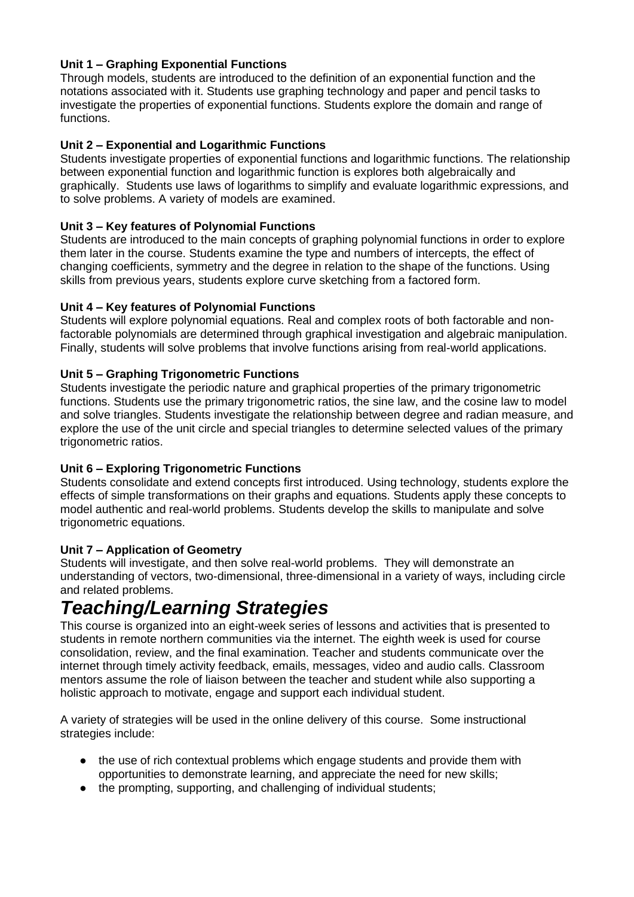**Unit 1 – Graphing Exponential Functions**
Through models, students are introduced to the definition of an exponential function and the notations associated with it. Students use graphing technology and paper and pencil tasks to investigate the properties of exponential functions. Students explore the domain and range of functions.

**Unit 2 – Exponential and Logarithmic Functions**
Students investigate properties of exponential functions and logarithmic functions. The relationship between exponential function and logarithmic function is explores both algebraically and graphically. Students use laws of logarithms to simplify and evaluate logarithmic expressions, and to solve problems. A variety of models are examined.

**Unit 3 – Key features of Polynomial Functions**
Students are introduced to the main concepts of graphing polynomial functions in order to explore them later in the course. Students examine the type and numbers of intercepts, the effect of changing coefficients, symmetry and the degree in relation to the shape of the functions. Using skills from previous years, students explore curve sketching from a factored form.

**Unit 4 – Key features of Polynomial Functions**
Students will explore polynomial equations. Real and complex roots of both factorable and non-factorable polynomials are determined through graphical investigation and algebraic manipulation. Finally, students will solve problems that involve functions arising from real-world applications.

**Unit 5 – Graphing Trigonometric Functions**
Students investigate the periodic nature and graphical properties of the primary trigonometric functions. Students use the primary trigonometric ratios, the sine law, and the cosine law to model and solve triangles. Students investigate the relationship between degree and radian measure, and explore the use of the unit circle and special triangles to determine selected values of the primary trigonometric ratios.

**Unit 6 – Exploring Trigonometric Functions**
Students consolidate and extend concepts first introduced. Using technology, students explore the effects of simple transformations on their graphs and equations. Students apply these concepts to model authentic and real-world problems. Students develop the skills to manipulate and solve trigonometric equations.

**Unit 7 – Application of Geometry**
Students will investigate, and then solve real-world problems. They will demonstrate an understanding of vectors, two-dimensional, three-dimensional in a variety of ways, including circle and related problems.

# *Teaching/Learning Strategies*

This course is organized into an eight-week series of lessons and activities that is presented to students in remote northern communities via the internet. The eighth week is used for course consolidation, review, and the final examination. Teacher and students communicate over the internet through timely activity feedback, emails, messages, video and audio calls. Classroom mentors assume the role of liaison between the teacher and student while also supporting a holistic approach to motivate, engage and support each individual student.

A variety of strategies will be used in the online delivery of this course. Some instructional strategies include:

- the use of rich contextual problems which engage students and provide them with opportunities to demonstrate learning, and appreciate the need for new skills;
- the prompting, supporting, and challenging of individual students;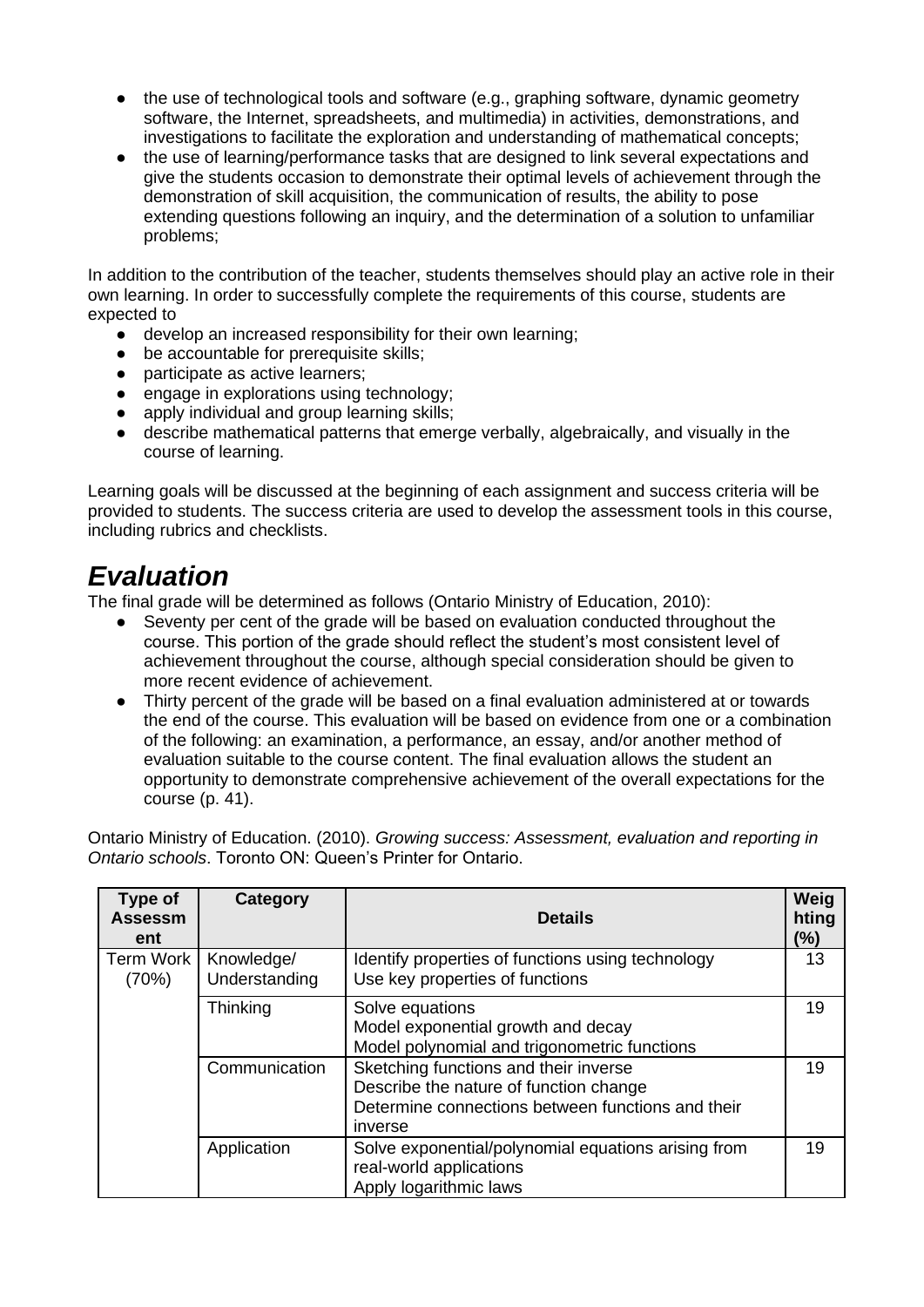- the use of technological tools and software (e.g., graphing software, dynamic geometry software, the Internet, spreadsheets, and multimedia) in activities, demonstrations, and investigations to facilitate the exploration and understanding of mathematical concepts;
- the use of learning/performance tasks that are designed to link several expectations and give the students occasion to demonstrate their optimal levels of achievement through the demonstration of skill acquisition, the communication of results, the ability to pose extending questions following an inquiry, and the determination of a solution to unfamiliar problems;

In addition to the contribution of the teacher, students themselves should play an active role in their own learning. In order to successfully complete the requirements of this course, students are expected to

- develop an increased responsibility for their own learning;
- be accountable for prerequisite skills;
- participate as active learners;
- engage in explorations using technology;
- apply individual and group learning skills;
- describe mathematical patterns that emerge verbally, algebraically, and visually in the course of learning.

Learning goals will be discussed at the beginning of each assignment and success criteria will be provided to students. The success criteria are used to develop the assessment tools in this course, including rubrics and checklists.

# *Evaluation*

The final grade will be determined as follows (Ontario Ministry of Education, 2010):

- Seventy per cent of the grade will be based on evaluation conducted throughout the course. This portion of the grade should reflect the student's most consistent level of achievement throughout the course, although special consideration should be given to more recent evidence of achievement.
- Thirty percent of the grade will be based on a final evaluation administered at or towards the end of the course. This evaluation will be based on evidence from one or a combination of the following: an examination, a performance, an essay, and/or another method of evaluation suitable to the course content. The final evaluation allows the student an opportunity to demonstrate comprehensive achievement of the overall expectations for the course (p. 41).

Ontario Ministry of Education. (2010). *Growing success: Assessment, evaluation and reporting in Ontario schools*. Toronto ON: Queen's Printer for Ontario.

| Type of Assessment | Category | Details | Weighting (%) |
|---|---|---|---|
| Term Work (70%) | Knowledge/ Understanding | Identify properties of functions using technology<br>Use key properties of functions | 13 |
| | Thinking | Solve equations<br>Model exponential growth and decay<br>Model polynomial and trigonometric functions | 19 |
| | Communication | Sketching functions and their inverse<br>Describe the nature of function change<br>Determine connections between functions and their inverse | 19 |
| | Application | Solve exponential/polynomial equations arising from real-world applications<br>Apply logarithmic laws | 19 |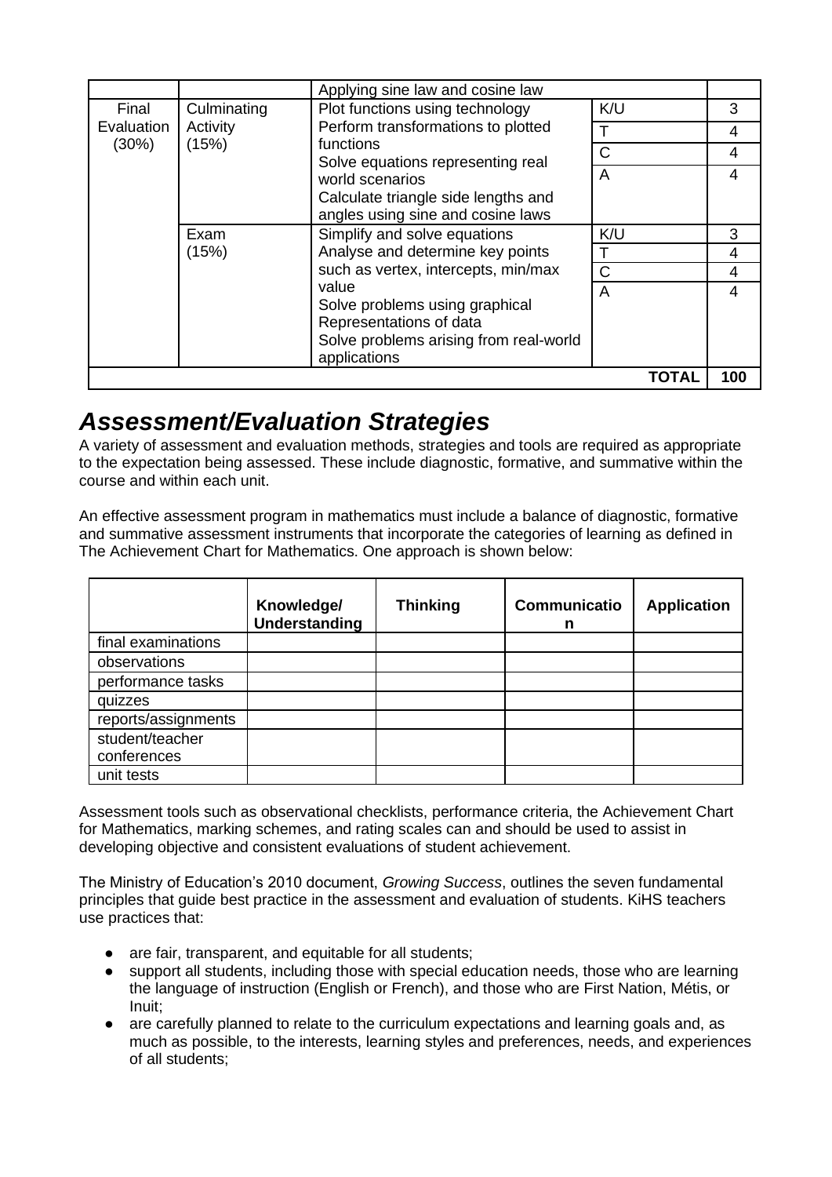| | | | | |
|---|---|---|---|---|
| | | Applying sine law and cosine law | | |
| Final Evaluation (30%) | Culminating Activity (15%) | Plot functions using technology<br>Perform transformations to plotted functions<br>Solve equations representing real world scenarios<br>Calculate triangle side lengths and angles using sine and cosine laws | K/U | 3 |
| | | | T | 4 |
| | | | C | 4 |
| | | | A | 4 |
| | Exam (15%) | Simplify and solve equations<br>Analyse and determine key points such as vertex, intercepts, min/max value<br>Solve problems using graphical Representations of data<br>Solve problems arising from real-world applications | K/U | 3 |
| | | | T | 4 |
| | | | C | 4 |
| | | | A | 4 |
| | | | **TOTAL** | **100** |

## *Assessment/Evaluation Strategies*

A variety of assessment and evaluation methods, strategies and tools are required as appropriate to the expectation being assessed. These include diagnostic, formative, and summative within the course and within each unit.

An effective assessment program in mathematics must include a balance of diagnostic, formative and summative assessment instruments that incorporate the categories of learning as defined in The Achievement Chart for Mathematics. One approach is shown below:

| | **Knowledge/ Understanding** | **Thinking** | **Communication** | **Application** |
|---|---|---|---|---|
| final examinations | | | | |
| observations | | | | |
| performance tasks | | | | |
| quizzes | | | | |
| reports/assignments | | | | |
| student/teacher conferences | | | | |
| unit tests | | | | |

Assessment tools such as observational checklists, performance criteria, the Achievement Chart for Mathematics, marking schemes, and rating scales can and should be used to assist in developing objective and consistent evaluations of student achievement.

The Ministry of Education's 2010 document, *Growing Success*, outlines the seven fundamental principles that guide best practice in the assessment and evaluation of students. KiHS teachers use practices that:

- are fair, transparent, and equitable for all students;
- support all students, including those with special education needs, those who are learning the language of instruction (English or French), and those who are First Nation, Métis, or Inuit;
- are carefully planned to relate to the curriculum expectations and learning goals and, as much as possible, to the interests, learning styles and preferences, needs, and experiences of all students;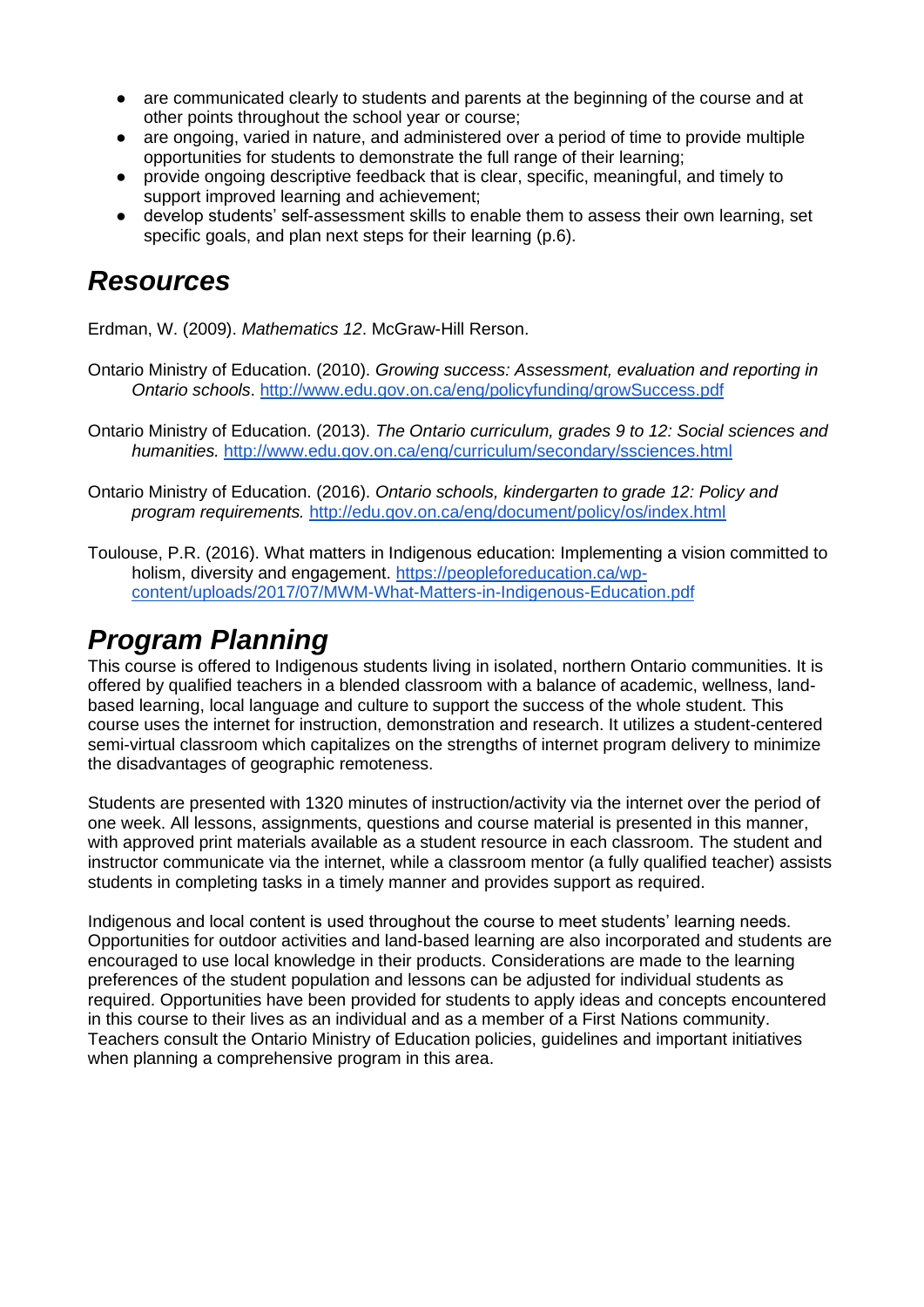- are communicated clearly to students and parents at the beginning of the course and at other points throughout the school year or course;
- are ongoing, varied in nature, and administered over a period of time to provide multiple opportunities for students to demonstrate the full range of their learning;
- provide ongoing descriptive feedback that is clear, specific, meaningful, and timely to support improved learning and achievement;
- develop students' self-assessment skills to enable them to assess their own learning, set specific goals, and plan next steps for their learning (p.6).

## *Resources*

Erdman, W. (2009). *Mathematics 12*. McGraw-Hill Rerson.

Ontario Ministry of Education. (2010). *Growing success: Assessment, evaluation and reporting in Ontario schools*. http://www.edu.gov.on.ca/eng/policyfunding/growSuccess.pdf

Ontario Ministry of Education. (2013). *The Ontario curriculum, grades 9 to 12: Social sciences and humanities.* http://www.edu.gov.on.ca/eng/curriculum/secondary/ssciences.html

Ontario Ministry of Education. (2016). *Ontario schools, kindergarten to grade 12: Policy and program requirements.* http://edu.gov.on.ca/eng/document/policy/os/index.html

Toulouse, P.R. (2016). What matters in Indigenous education: Implementing a vision committed to holism, diversity and engagement. https://peopleforeducation.ca/wp-content/uploads/2017/07/MWM-What-Matters-in-Indigenous-Education.pdf

## *Program Planning*

This course is offered to Indigenous students living in isolated, northern Ontario communities. It is offered by qualified teachers in a blended classroom with a balance of academic, wellness, land-based learning, local language and culture to support the success of the whole student. This course uses the internet for instruction, demonstration and research. It utilizes a student-centered semi-virtual classroom which capitalizes on the strengths of internet program delivery to minimize the disadvantages of geographic remoteness.

Students are presented with 1320 minutes of instruction/activity via the internet over the period of one week. All lessons, assignments, questions and course material is presented in this manner, with approved print materials available as a student resource in each classroom. The student and instructor communicate via the internet, while a classroom mentor (a fully qualified teacher) assists students in completing tasks in a timely manner and provides support as required.

Indigenous and local content is used throughout the course to meet students' learning needs. Opportunities for outdoor activities and land-based learning are also incorporated and students are encouraged to use local knowledge in their products. Considerations are made to the learning preferences of the student population and lessons can be adjusted for individual students as required. Opportunities have been provided for students to apply ideas and concepts encountered in this course to their lives as an individual and as a member of a First Nations community. Teachers consult the Ontario Ministry of Education policies, guidelines and important initiatives when planning a comprehensive program in this area.